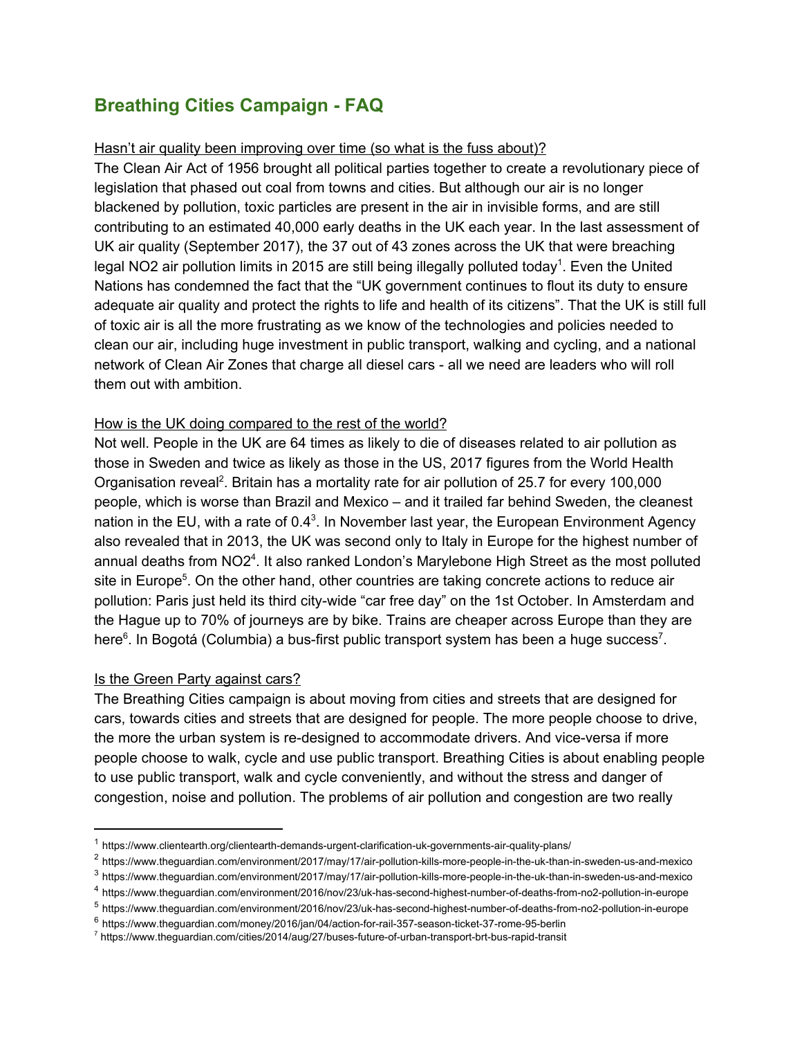## Breathing Cities Campaign - FAQ

Hasn't air quality been improving over time (so what is the fuss about)?

The Clean Air Act of 1956 brought all political parties together to create a revolutionary piece of legislation that phased out coal from towns and cities. But although our air is no longer blackened by pollution, toxic particles are present in the air in invisible forms, and are still contributing to an estimated 40,000 early deaths in the UK each year. In the last assessment of UK air quality (September 2017), the 37 out of 43 zones across the UK that were breaching legal NO2 air pollution limits in 2015 are still being illegally polluted today[1]. Even the United Nations has condemned the fact that the "UK government continues to flout its duty to ensure adequate air quality and protect the rights to life and health of its citizens". That the UK is still full of toxic air is all the more frustrating as we know of the technologies and policies needed to clean our air, including huge investment in public transport, walking and cycling, and a national network of Clean Air Zones that charge all diesel cars - all we need are leaders who will roll them out with ambition.

How is the UK doing compared to the rest of the world?

Not well. People in the UK are 64 times as likely to die of diseases related to air pollution as those in Sweden and twice as likely as those in the US, 2017 figures from the World Health Organisation reveal[2]. Britain has a mortality rate for air pollution of 25.7 for every 100,000 people, which is worse than Brazil and Mexico – and it trailed far behind Sweden, the cleanest nation in the EU, with a rate of 0.4[3]. In November last year, the European Environment Agency also revealed that in 2013, the UK was second only to Italy in Europe for the highest number of annual deaths from NO2[4]. It also ranked London's Marylebone High Street as the most polluted site in Europe[5]. On the other hand, other countries are taking concrete actions to reduce air pollution: Paris just held its third city-wide "car free day" on the 1st October. In Amsterdam and the Hague up to 70% of journeys are by bike. Trains are cheaper across Europe than they are here[6]. In Bogotá (Columbia) a bus-first public transport system has been a huge success[7].

Is the Green Party against cars?

The Breathing Cities campaign is about moving from cities and streets that are designed for cars, towards cities and streets that are designed for people. The more people choose to drive, the more the urban system is re-designed to accommodate drivers. And vice-versa if more people choose to walk, cycle and use public transport. Breathing Cities is about enabling people to use public transport, walk and cycle conveniently, and without the stress and danger of congestion, noise and pollution. The problems of air pollution and congestion are two really

---

[1] https://www.clientearth.org/clientearth-demands-urgent-clarification-uk-governments-air-quality-plans/

[2] https://www.theguardian.com/environment/2017/may/17/air-pollution-kills-more-people-in-the-uk-than-in-sweden-us-and-mexico

[3] https://www.theguardian.com/environment/2017/may/17/air-pollution-kills-more-people-in-the-uk-than-in-sweden-us-and-mexico

[4] https://www.theguardian.com/environment/2016/nov/23/uk-has-second-highest-number-of-deaths-from-no2-pollution-in-europe

[5] https://www.theguardian.com/environment/2016/nov/23/uk-has-second-highest-number-of-deaths-from-no2-pollution-in-europe

[6] https://www.theguardian.com/money/2016/jan/04/action-for-rail-357-season-ticket-37-rome-95-berlin

[7] https://www.theguardian.com/cities/2014/aug/27/buses-future-of-urban-transport-brt-bus-rapid-transit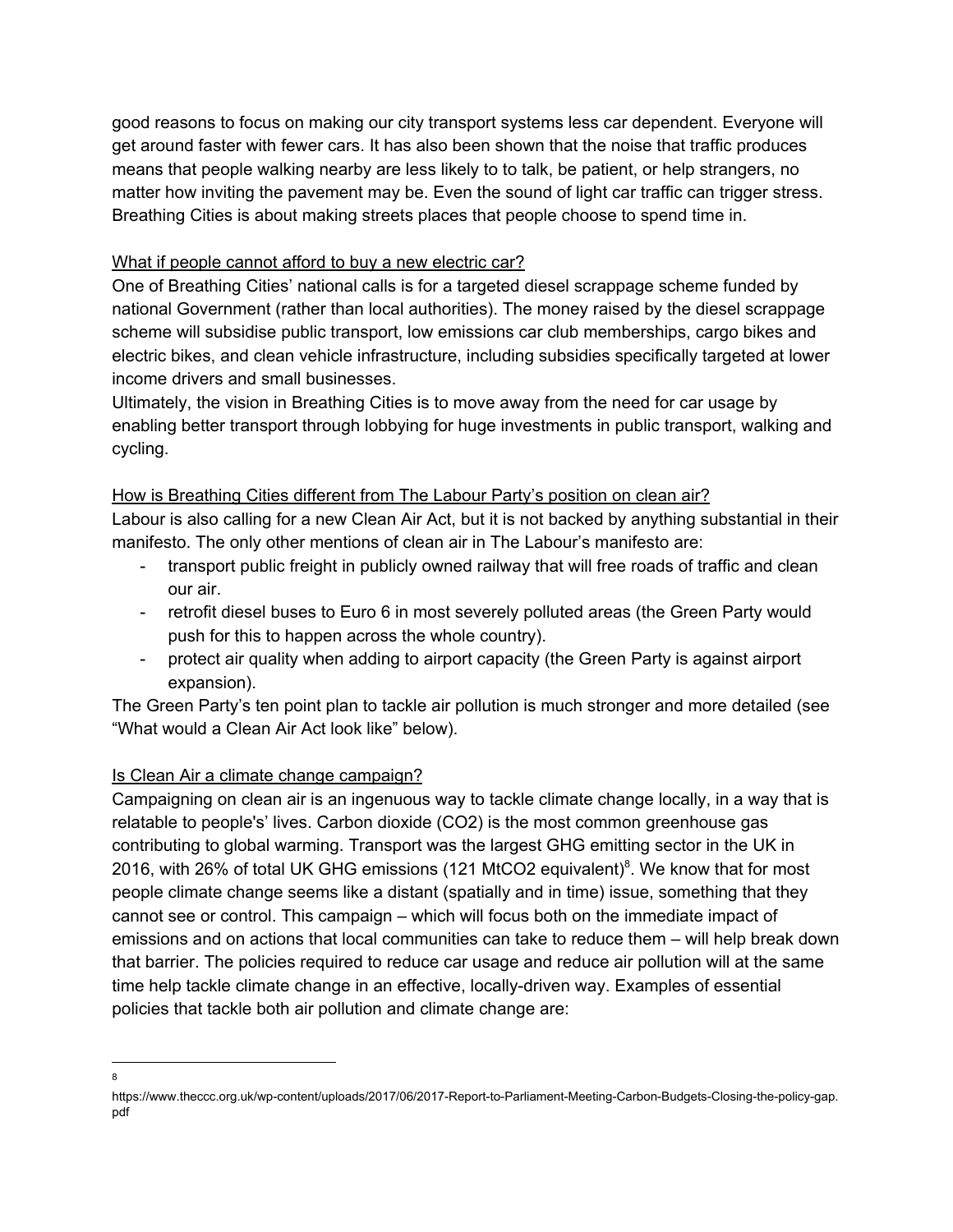good reasons to focus on making our city transport systems less car dependent. Everyone will get around faster with fewer cars. It has also been shown that the noise that traffic produces means that people walking nearby are less likely to to talk, be patient, or help strangers, no matter how inviting the pavement may be. Even the sound of light car traffic can trigger stress. Breathing Cities is about making streets places that people choose to spend time in.

What if people cannot afford to buy a new electric car?

One of Breathing Cities' national calls is for a targeted diesel scrappage scheme funded by national Government (rather than local authorities). The money raised by the diesel scrappage scheme will subsidise public transport, low emissions car club memberships, cargo bikes and electric bikes, and clean vehicle infrastructure, including subsidies specifically targeted at lower income drivers and small businesses.

Ultimately, the vision in Breathing Cities is to move away from the need for car usage by enabling better transport through lobbying for huge investments in public transport, walking and cycling.

How is Breathing Cities different from The Labour Party's position on clean air?

Labour is also calling for a new Clean Air Act, but it is not backed by anything substantial in their manifesto. The only other mentions of clean air in The Labour's manifesto are:

- transport public freight in publicly owned railway that will free roads of traffic and clean our air.
- retrofit diesel buses to Euro 6 in most severely polluted areas (the Green Party would push for this to happen across the whole country).
- protect air quality when adding to airport capacity (the Green Party is against airport expansion).

The Green Party's ten point plan to tackle air pollution is much stronger and more detailed (see "What would a Clean Air Act look like" below).

Is Clean Air a climate change campaign?

Campaigning on clean air is an ingenuous way to tackle climate change locally, in a way that is relatable to people's' lives. Carbon dioxide ($CO_2$) is the most common greenhouse gas contributing to global warming. Transport was the largest GHG emitting sector in the UK in 2016, with 26% of total UK GHG emissions (121 $MtCO_2$ equivalent)[8]. We know that for most people climate change seems like a distant (spatially and in time) issue, something that they cannot see or control. This campaign – which will focus both on the immediate impact of emissions and on actions that local communities can take to reduce them – will help break down that barrier. The policies required to reduce car usage and reduce air pollution will at the same time help tackle climate change in an effective, locally-driven way. Examples of essential policies that tackle both air pollution and climate change are:

[8] https://www.theccc.org.uk/wp-content/uploads/2017/06/2017-Report-to-Parliament-Meeting-Carbon-Budgets-Closing-the-policy-gap.pdf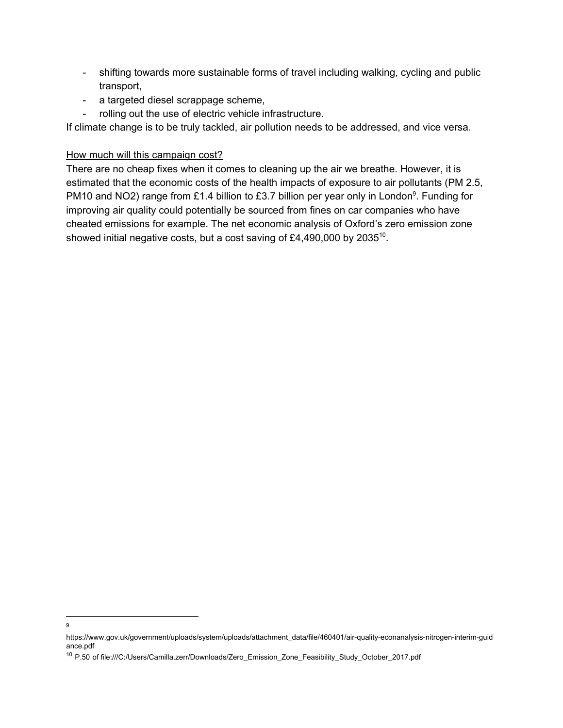- shifting towards more sustainable forms of travel including walking, cycling and public transport,
- a targeted diesel scrappage scheme,
- rolling out the use of electric vehicle infrastructure.

If climate change is to be truly tackled, air pollution needs to be addressed, and vice versa.

<u>How much will this campaign cost?</u>

There are no cheap fixes when it comes to cleaning up the air we breathe. However, it is estimated that the economic costs of the health impacts of exposure to air pollutants (PM 2.5, PM10 and $NO_2$) range from £1.4 billion to £3.7 billion per year only in London[9]. Funding for improving air quality could potentially be sourced from fines on car companies who have cheated emissions for example. The net economic analysis of Oxford's zero emission zone showed initial negative costs, but a cost saving of £4,490,000 by 2035[10].

---

[9] https://www.gov.uk/government/uploads/system/uploads/attachment_data/file/460401/air-quality-econanalysis-nitrogen-interim-guidance.pdf

[10] P.50 of file:///C:/Users/Camilla.zerr/Downloads/Zero_Emission_Zone_Feasibility_Study_October_2017.pdf